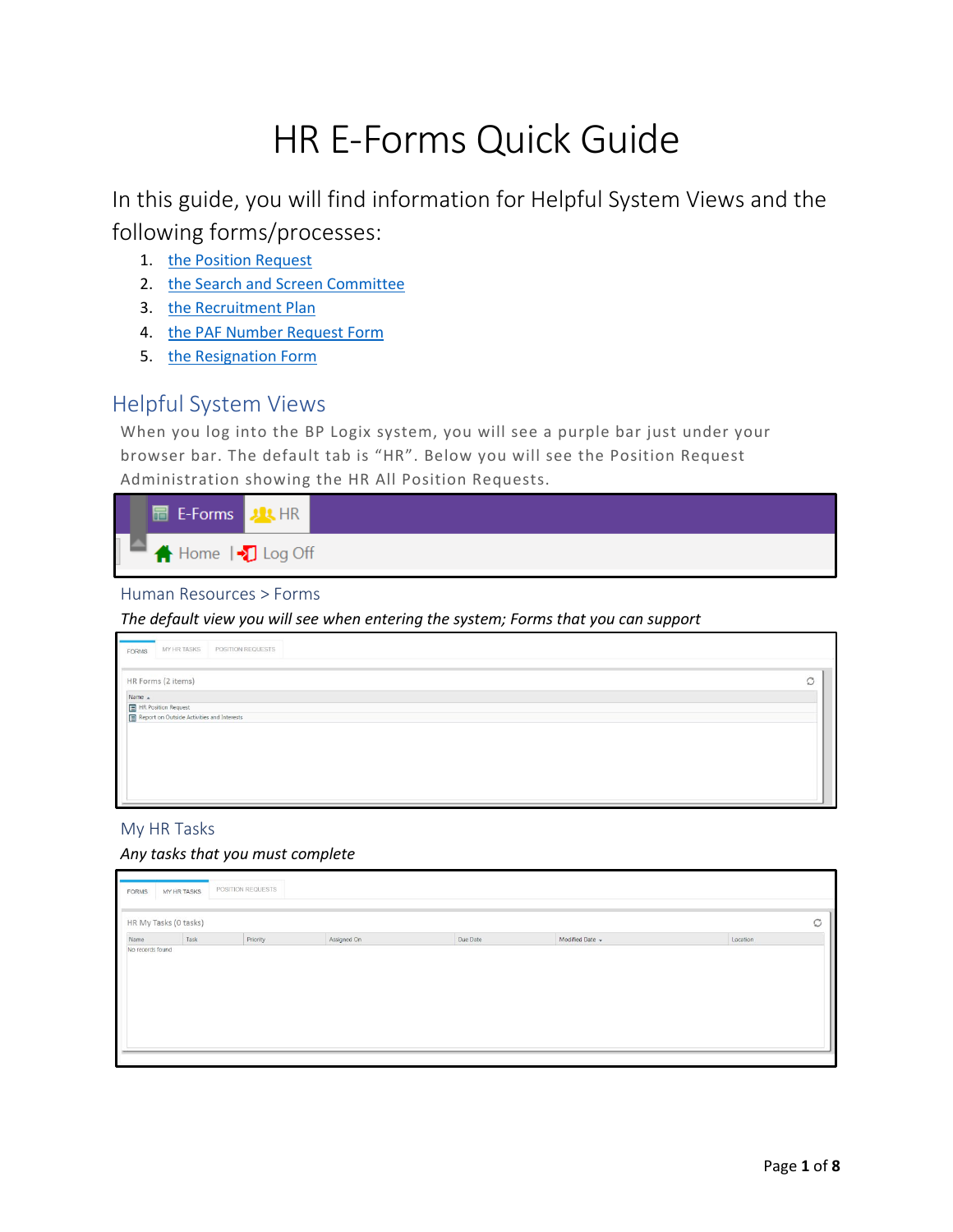# HR E-Forms Quick Guide

In this guide, you will find information for Helpful System Views and the following forms/processes:

1. the Position Request
2. the Search and Screen Committee
3. the Recruitment Plan
4. the PAF Number Request Form
5. the Resignation Form

## Helpful System Views

When you log into the BP Logix system, you will see a purple bar just under your browser bar. The default tab is "HR". Below you will see the Position Request Administration showing the HR All Position Requests.

### Human Resources > Forms

*The default view you will see when entering the system; Forms that you can support*

### My HR Tasks

*Any tasks that you must complete*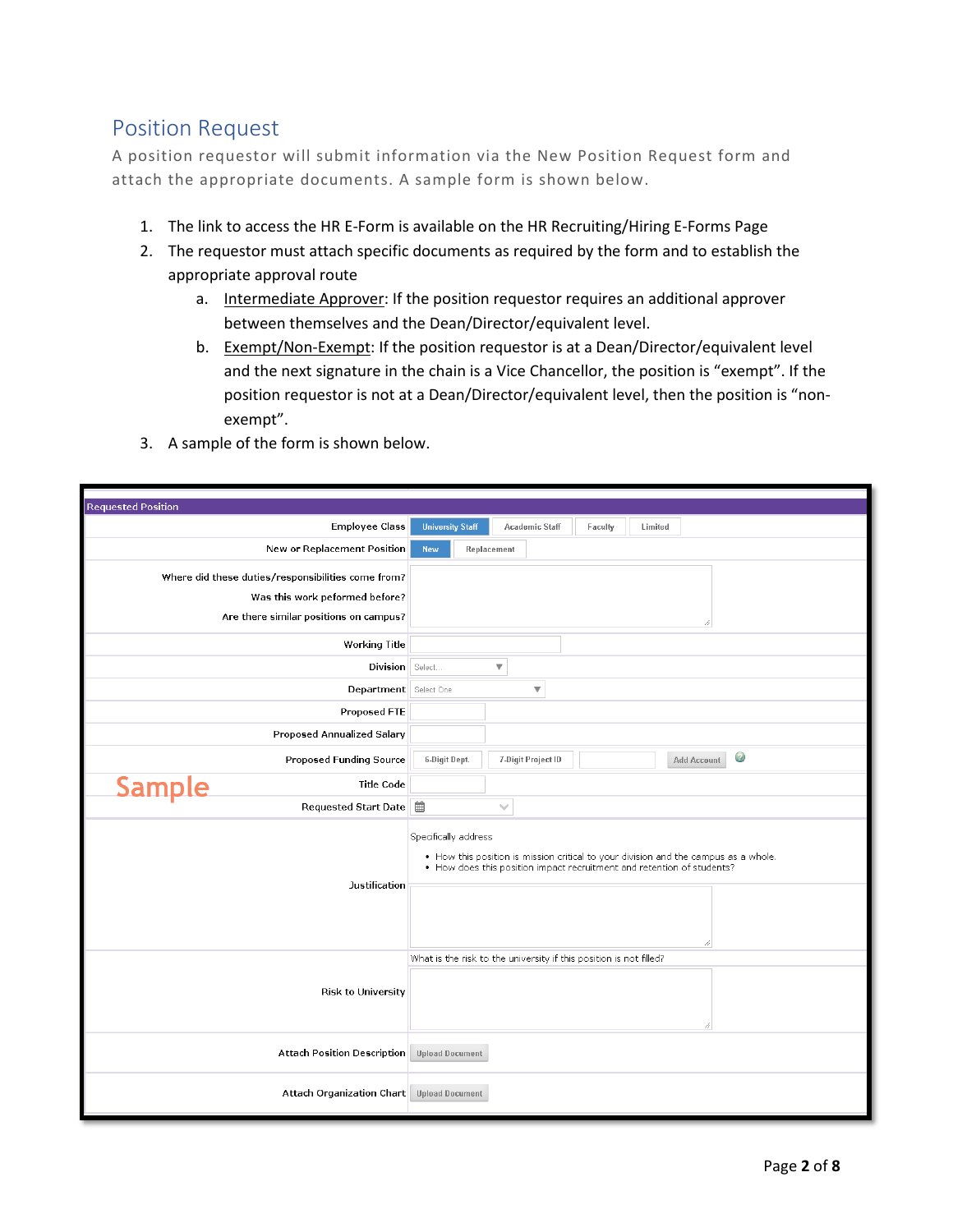## Position Request

A position requestor will submit information via the New Position Request form and attach the appropriate documents. A sample form is shown below.

1. The link to access the HR E-Form is available on the HR Recruiting/Hiring E-Forms Page
2. The requestor must attach specific documents as required by the form and to establish the appropriate approval route
   a. Intermediate Approver: If the position requestor requires an additional approver between themselves and the Dean/Director/equivalent level.
   b. Exempt/Non-Exempt: If the position requestor is at a Dean/Director/equivalent level and the next signature in the chain is a Vice Chancellor, the position is "exempt". If the position requestor is not at a Dean/Director/equivalent level, then the position is "non-exempt".
3. A sample of the form is shown below.

**Sample**

| Requested Position | |
|---|---|
| Employee Class | University Staff / Academic Staff / Faculty / Limited |
| New or Replacement Position | New / Replacement |
| Where did these duties/responsibilities come from? Was this work peformed before? Are there similar positions on campus? | |
| Working Title | |
| Division | Select... |
| Department | Select One |
| Proposed FTE | |
| Proposed Annualized Salary | |
| Proposed Funding Source | 6-Digit Dept. / 7-Digit Project ID / Add Account |
| Title Code | |
| Requested Start Date | |
| Justification | Specifically address<br>• How this position is mission critical to your division and the campus as a whole.<br>• How does this position impact recruitment and retention of students? |
| Risk to University | What is the risk to the university if this position is not filled? |
| Attach Position Description | Upload Document |
| Attach Organization Chart | Upload Document |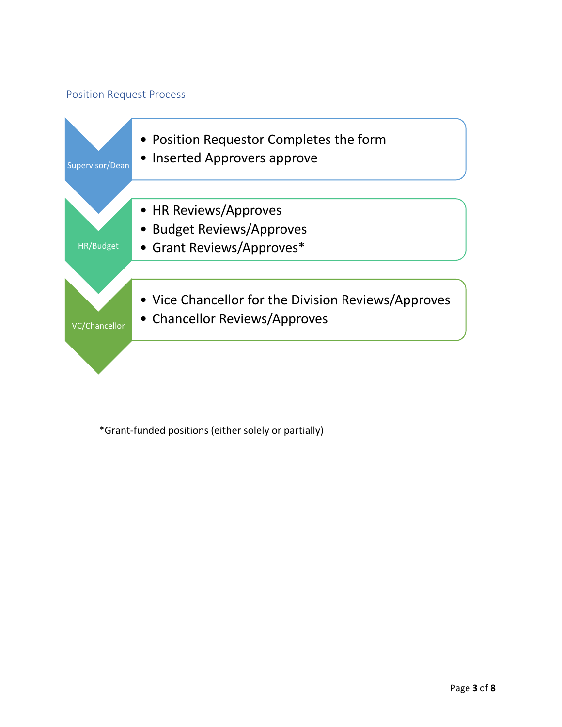## Position Request Process

**Supervisor/Dean**

- Position Requestor Completes the form
- Inserted Approvers approve

**HR/Budget**

- HR Reviews/Approves
- Budget Reviews/Approves
- Grant Reviews/Approves*

**VC/Chancellor**

- Vice Chancellor for the Division Reviews/Approves
- Chancellor Reviews/Approves

*Grant-funded positions (either solely or partially)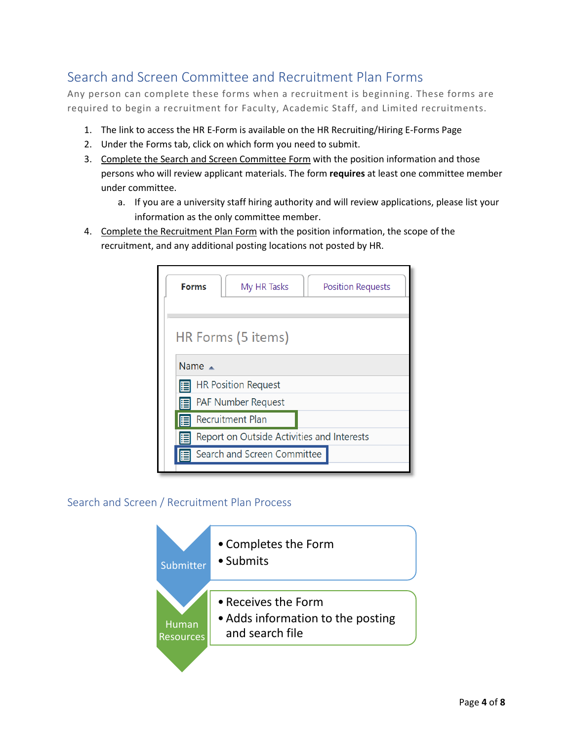## Search and Screen Committee and Recruitment Plan Forms

Any person can complete these forms when a recruitment is beginning. These forms are required to begin a recruitment for Faculty, Academic Staff, and Limited recruitments.

1. The link to access the HR E-Form is available on the HR Recruiting/Hiring E-Forms Page
2. Under the Forms tab, click on which form you need to submit.
3. Complete the Search and Screen Committee Form with the position information and those persons who will review applicant materials. The form **requires** at least one committee member under committee.
   a. If you are a university staff hiring authority and will review applications, please list your information as the only committee member.
4. Complete the Recruitment Plan Form with the position information, the scope of the recruitment, and any additional posting locations not posted by HR.

Forms | My HR Tasks | Position Requests

HR Forms (5 items)

| Name |
| --- |
| HR Position Request |
| PAF Number Request |
| Recruitment Plan |
| Report on Outside Activities and Interests |
| Search and Screen Committee |

### Search and Screen / Recruitment Plan Process

**Submitter**
- Completes the Form
- Submits

**Human Resources**
- Receives the Form
- Adds information to the posting and search file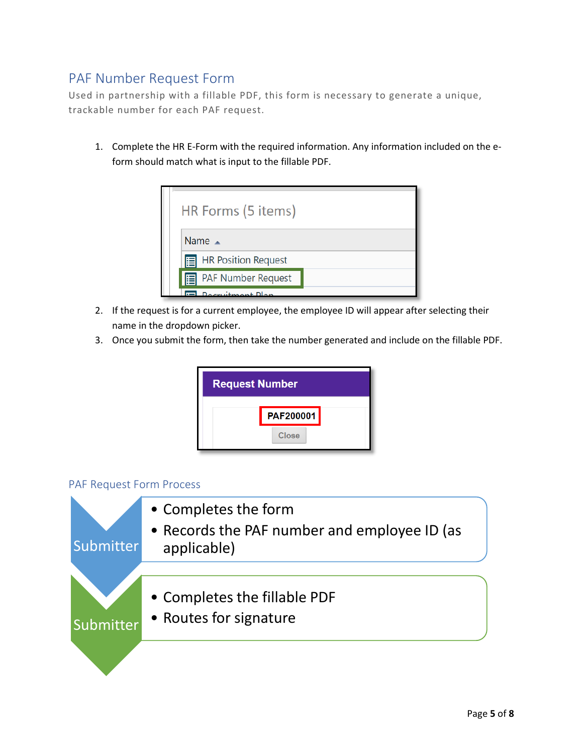## PAF Number Request Form

Used in partnership with a fillable PDF, this form is necessary to generate a unique, trackable number for each PAF request.

1. Complete the HR E-Form with the required information. Any information included on the e-form should match what is input to the fillable PDF.

HR Forms (5 items)

| Name |
| --- |
| HR Position Request |
| PAF Number Request |
| Recruitment Plan |

2. If the request is for a current employee, the employee ID will appear after selecting their name in the dropdown picker.
3. Once you submit the form, then take the number generated and include on the fillable PDF.

**Request Number**

**PAF200001**

Close

### PAF Request Form Process

**Submitter**

- Completes the form
- Records the PAF number and employee ID (as applicable)

**Submitter**

- Completes the fillable PDF
- Routes for signature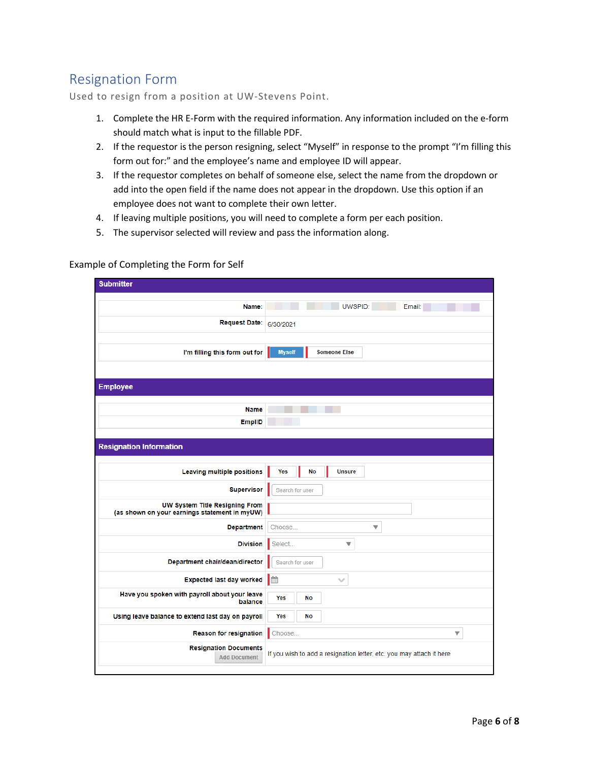# Resignation Form

Used to resign from a position at UW-Stevens Point.

1. Complete the HR E-Form with the required information. Any information included on the e-form should match what is input to the fillable PDF.
2. If the requestor is the person resigning, select "Myself" in response to the prompt "I'm filling this form out for:" and the employee's name and employee ID will appear.
3. If the requestor completes on behalf of someone else, select the name from the dropdown or add into the open field if the name does not appear in the dropdown. Use this option if an employee does not want to complete their own letter.
4. If leaving multiple positions, you will need to complete a form per each position.
5. The supervisor selected will review and pass the information along.

Example of Completing the Form for Self

**Submitter**

| Field | Value |
|---|---|
| Name: | UWSPID: Email: |
| Request Date: | 6/30/2021 |
| I'm filling this form out for | Myself / Someone Else |

**Employee**

| Field | Value |
|---|---|
| Name | |
| EmplID | |

**Resignation Information**

| Field | Value |
|---|---|
| Leaving multiple positions | Yes / No / Unsure |
| Supervisor | Search for user |
| UW System Title Resigning From (as shown on your earnings statement in myUW) | |
| Department | Choose... |
| Division | Select... |
| Department chair/dean/director | Search for user |
| Expected last day worked | |
| Have you spoken with payroll about your leave balance | Yes / No |
| Using leave balance to extend last day on payroll | Yes / No |
| Reason for resignation | Choose... |
| Resignation Documents (Add Document) | If you wish to add a resignation letter, etc. you may attach it here |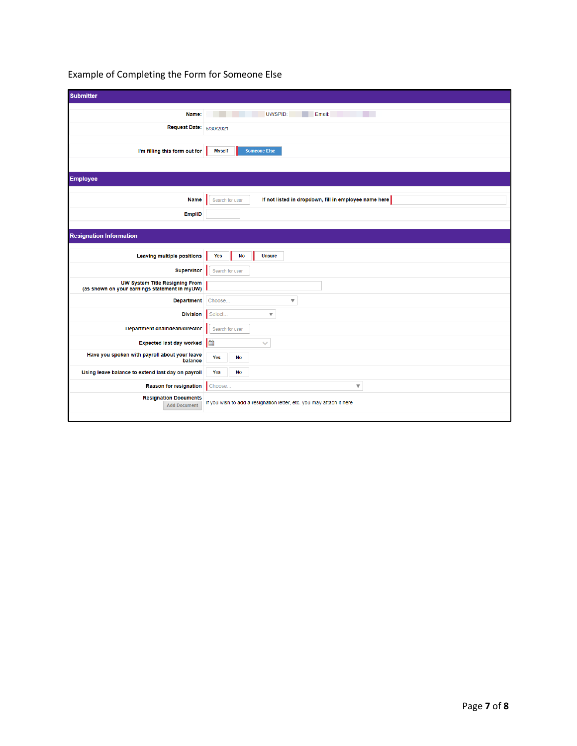Example of Completing the Form for Someone Else

## Submitter

| | |
|---|---|
| **Name:** | UWSPID: Email: |
| **Request Date:** | 6/30/2021 |
| **I'm filling this form out for** | Myself / Someone Else |

## Employee

| | |
|---|---|
| **Name** | Search for user — If not listed in dropdown, fill in employee name here |
| **EmplID** | |

## Resignation Information

| | |
|---|---|
| **Leaving multiple positions** | Yes / No / Unsure |
| **Supervisor** | Search for user |
| **UW System Title Resigning From (as shown on your earnings statement in myUW)** | |
| **Department** | Choose... |
| **Division** | Select... |
| **Department chair/dean/director** | Search for user |
| **Expected last day worked** | |
| **Have you spoken with payroll about your leave balance** | Yes / No |
| **Using leave balance to extend last day on payroll** | Yes / No |
| **Reason for resignation** | Choose... |
| **Resignation Documents** (Add Document) | If you wish to add a resignation letter, etc. you may attach it here |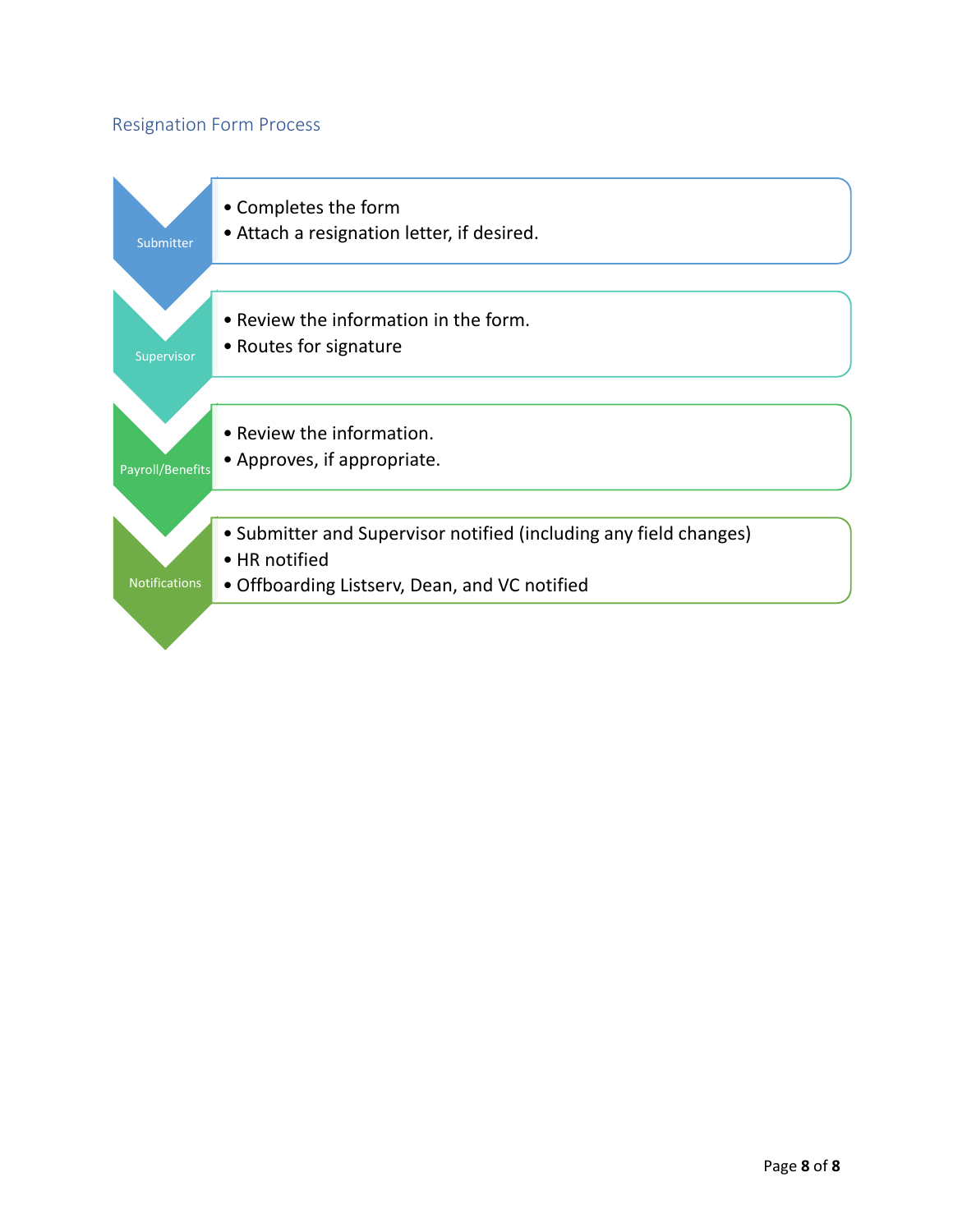## Resignation Form Process

**Submitter**
- Completes the form
- Attach a resignation letter, if desired.

**Supervisor**
- Review the information in the form.
- Routes for signature

**Payroll/Benefits**
- Review the information.
- Approves, if appropriate.

**Notifications**
- Submitter and Supervisor notified (including any field changes)
- HR notified
- Offboarding Listserv, Dean, and VC notified